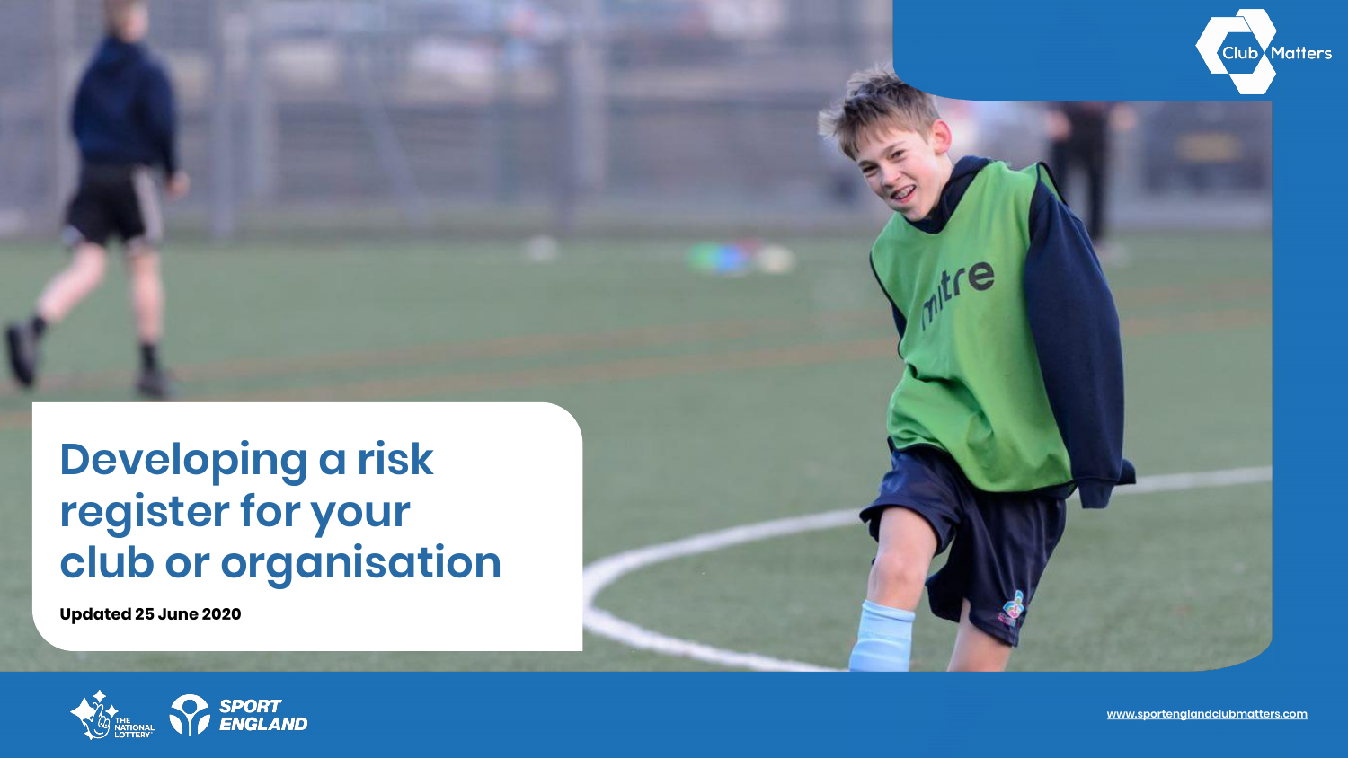# Developing a risk register for your club or organisation

**Updated 25 June 2020**

www.sportenglandclubmatters.com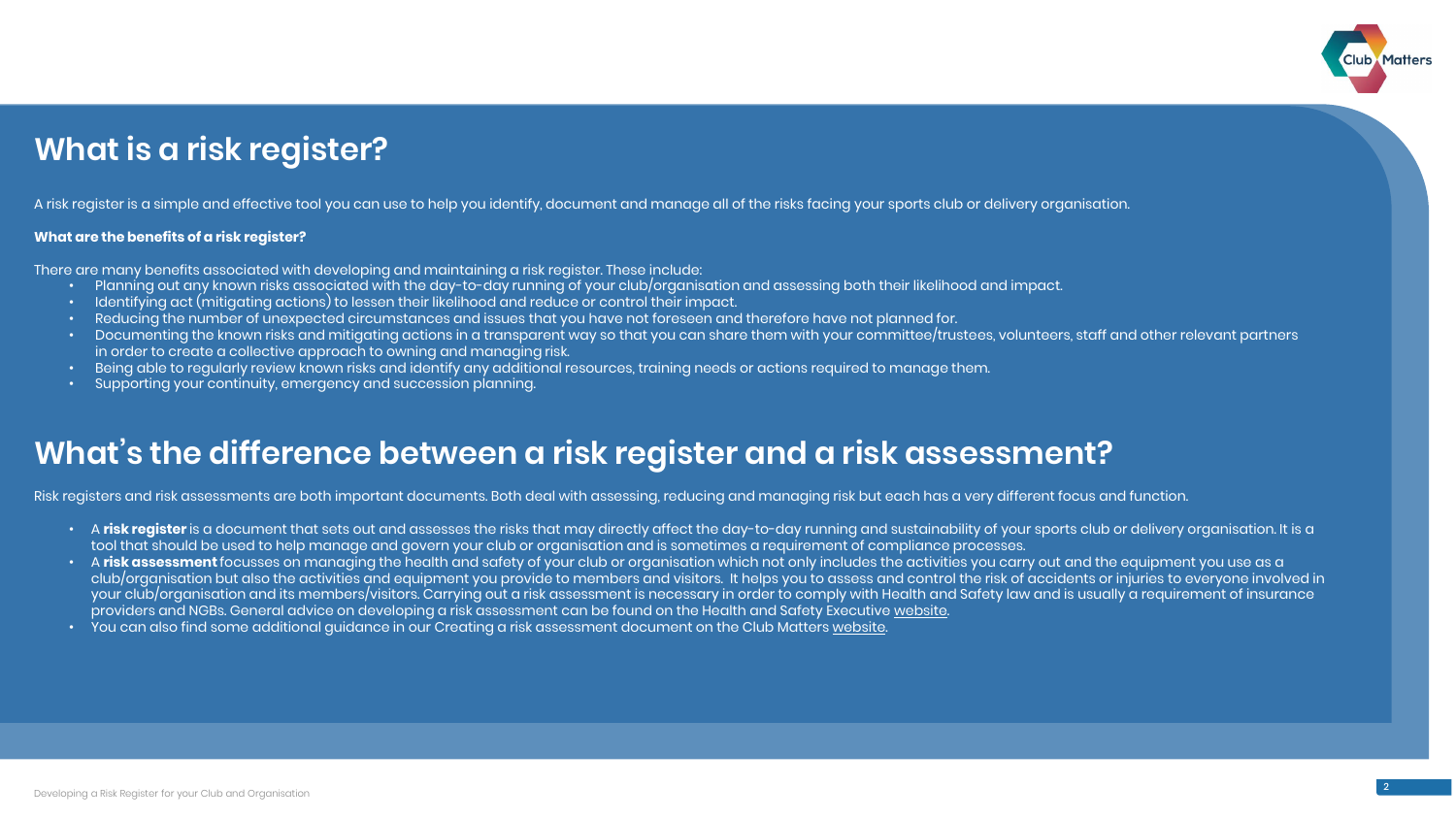# What is a risk register?

A risk register is a simple and effective tool you can use to help you identify, document and manage all of the risks facing your sports club or delivery organisation.

**What are the benefits of a risk register?**

There are many benefits associated with developing and maintaining a risk register. These include:

- Planning out any known risks associated with the day-to-day running of your club/organisation and assessing both their likelihood and impact.
- Identifying act (mitigating actions) to lessen their likelihood and reduce or control their impact.
- Reducing the number of unexpected circumstances and issues that you have not foreseen and therefore have not planned for.
- Documenting the known risks and mitigating actions in a transparent way so that you can share them with your committee/trustees, volunteers, staff and other relevant partners in order to create a collective approach to owning and managing risk.
- Being able to regularly review known risks and identify any additional resources, training needs or actions required to manage them.
- Supporting your continuity, emergency and succession planning.

# What's the difference between a risk register and a risk assessment?

Risk registers and risk assessments are both important documents. Both deal with assessing, reducing and managing risk but each has a very different focus and function.

- A **risk register** is a document that sets out and assesses the risks that may directly affect the day-to-day running and sustainability of your sports club or delivery organisation. It is a tool that should be used to help manage and govern your club or organisation and is sometimes a requirement of compliance processes.
- A **risk assessment** focusses on managing the health and safety of your club or organisation which not only includes the activities you carry out and the equipment you use as a club/organisation but also the activities and equipment you provide to members and visitors. It helps you to assess and control the risk of accidents or injuries to everyone involved in your club/organisation and its members/visitors. Carrying out a risk assessment is necessary in order to comply with Health and Safety law and is usually a requirement of insurance providers and NGBs. General advice on developing a risk assessment can be found on the Health and Safety Executive website.
- You can also find some additional guidance in our Creating a risk assessment document on the Club Matters website.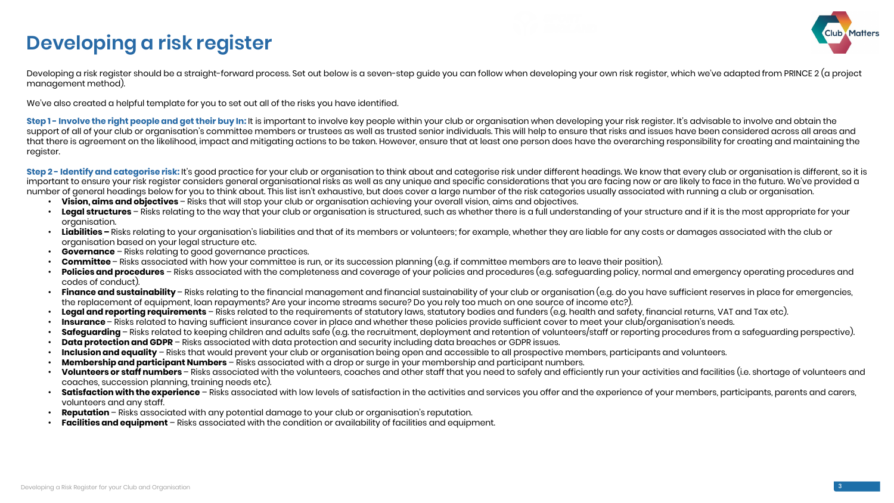# Developing a risk register

Developing a risk register should be a straight-forward process. Set out below is a seven-step guide you can follow when developing your own risk register, which we've adapted from PRINCE 2 (a project management method).

We've also created a helpful template for you to set out all of the risks you have identified.

**Step 1 - Involve the right people and get their buy In:** It is important to involve key people within your club or organisation when developing your risk register. It's advisable to involve and obtain the support of all of your club or organisation's committee members or trustees as well as trusted senior individuals. This will help to ensure that risks and issues have been considered across all areas and that there is agreement on the likelihood, impact and mitigating actions to be taken. However, ensure that at least one person does have the overarching responsibility for creating and maintaining the register.

**Step 2 - Identify and categorise risk:** It's good practice for your club or organisation to think about and categorise risk under different headings. We know that every club or organisation is different, so it is important to ensure your risk register considers general organisational risks as well as any unique and specific considerations that you are facing now or are likely to face in the future. We've provided a number of general headings below for you to think about. This list isn't exhaustive, but does cover a large number of the risk categories usually associated with running a club or organisation.

- **Vision, aims and objectives** – Risks that will stop your club or organisation achieving your overall vision, aims and objectives.
- **Legal structures** – Risks relating to the way that your club or organisation is structured, such as whether there is a full understanding of your structure and if it is the most appropriate for your organisation.
- **Liabilities –** Risks relating to your organisation's liabilities and that of its members or volunteers; for example, whether they are liable for any costs or damages associated with the club or organisation based on your legal structure etc.
- **Governance** – Risks relating to good governance practices.
- **Committee** – Risks associated with how your committee is run, or its succession planning (e.g. if committee members are to leave their position).
- **Policies and procedures** – Risks associated with the completeness and coverage of your policies and procedures (e.g. safeguarding policy, normal and emergency operating procedures and codes of conduct).
- **Finance and sustainability** – Risks relating to the financial management and financial sustainability of your club or organisation (e.g. do you have sufficient reserves in place for emergencies, the replacement of equipment, loan repayments? Are your income streams secure? Do you rely too much on one source of income etc?).
- **Legal and reporting requirements** – Risks related to the requirements of statutory laws, statutory bodies and funders (e.g. health and safety, financial returns, VAT and Tax etc).
- **Insurance** – Risks related to having sufficient insurance cover in place and whether these policies provide sufficient cover to meet your club/organisation's needs.
- **Safeguarding** – Risks related to keeping children and adults safe (e.g. the recruitment, deployment and retention of volunteers/staff or reporting procedures from a safeguarding perspective).
- **Data protection and GDPR** – Risks associated with data protection and security including data breaches or GDPR issues.
- **Inclusion and equality** – Risks that would prevent your club or organisation being open and accessible to all prospective members, participants and volunteers.
- **Membership and participant Numbers** – Risks associated with a drop or surge in your membership and participant numbers.
- **Volunteers or staff numbers** – Risks associated with the volunteers, coaches and other staff that you need to safely and efficiently run your activities and facilities (i.e. shortage of volunteers and coaches, succession planning, training needs etc).
- **Satisfaction with the experience** – Risks associated with low levels of satisfaction in the activities and services you offer and the experience of your members, participants, parents and carers, volunteers and any staff.
- **Reputation** – Risks associated with any potential damage to your club or organisation's reputation.
- **Facilities and equipment** – Risks associated with the condition or availability of facilities and equipment.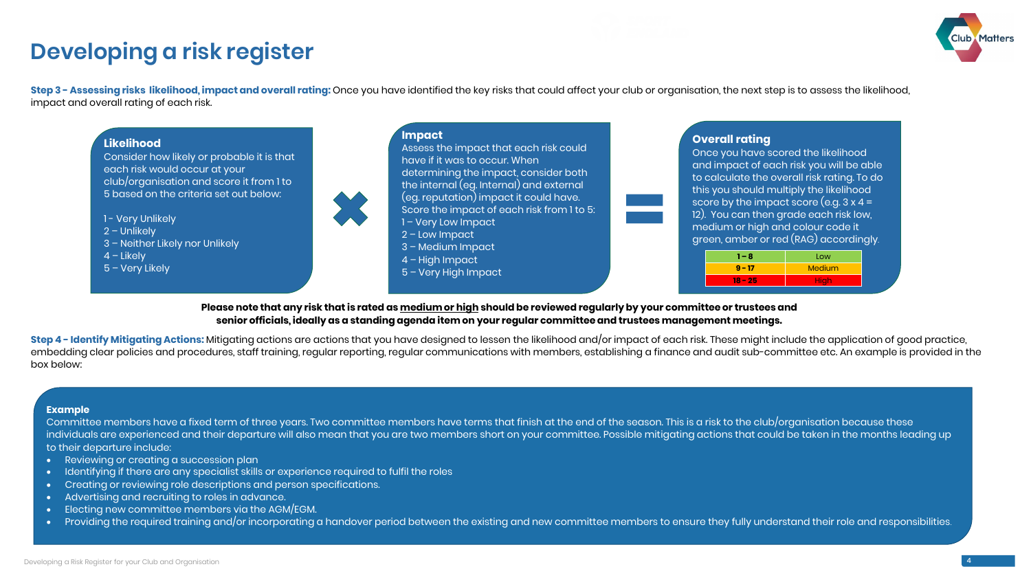# Developing a risk register

**Step 3 - Assessing risks likelihood, impact and overall rating:** Once you have identified the key risks that could affect your club or organisation, the next step is to assess the likelihood, impact and overall rating of each risk.

### Likelihood

Consider how likely or probable it is that each risk would occur at your club/organisation and score it from 1 to 5 based on the criteria set out below:

1 - Very Unlikely
2 – Unlikely
3 – Neither Likely nor Unlikely
4 – Likely
5 – Very Likely

### Impact

Assess the impact that each risk could have if it was to occur. When determining the impact, consider both the internal (eg. Internal) and external (eg. reputation) impact it could have. Score the impact of each risk from 1 to 5:

1 – Very Low Impact
2 – Low Impact
3 – Medium Impact
4 – High Impact
5 – Very High Impact

### Overall rating

Once you have scored the likelihood and impact of each risk you will be able to calculate the overall risk rating. To do this you should multiply the likelihood score by the impact score (e.g. 3 x 4 = 12). You can then grade each risk low, medium or high and colour code it green, amber or red (RAG) accordingly.

| Score | Rating |
|---|---|
| 1 – 8 | Low |
| 9 - 17 | Medium |
| 18 - 25 | High |

**Please note that any risk that is rated as medium or high should be reviewed regularly by your committee or trustees and senior officials, ideally as a standing agenda item on your regular committee and trustees management meetings.**

**Step 4 - Identify Mitigating Actions:** Mitigating actions are actions that you have designed to lessen the likelihood and/or impact of each risk. These might include the application of good practice, embedding clear policies and procedures, staff training, regular reporting, regular communications with members, establishing a finance and audit sub-committee etc. An example is provided in the box below:

**Example**

Committee members have a fixed term of three years. Two committee members have terms that finish at the end of the season. This is a risk to the club/organisation because these individuals are experienced and their departure will also mean that you are two members short on your committee. Possible mitigating actions that could be taken in the months leading up to their departure include:

- Reviewing or creating a succession plan
- Identifying if there are any specialist skills or experience required to fulfil the roles
- Creating or reviewing role descriptions and person specifications.
- Advertising and recruiting to roles in advance.
- Electing new committee members via the AGM/EGM.
- Providing the required training and/or incorporating a handover period between the existing and new committee members to ensure they fully understand their role and responsibilities.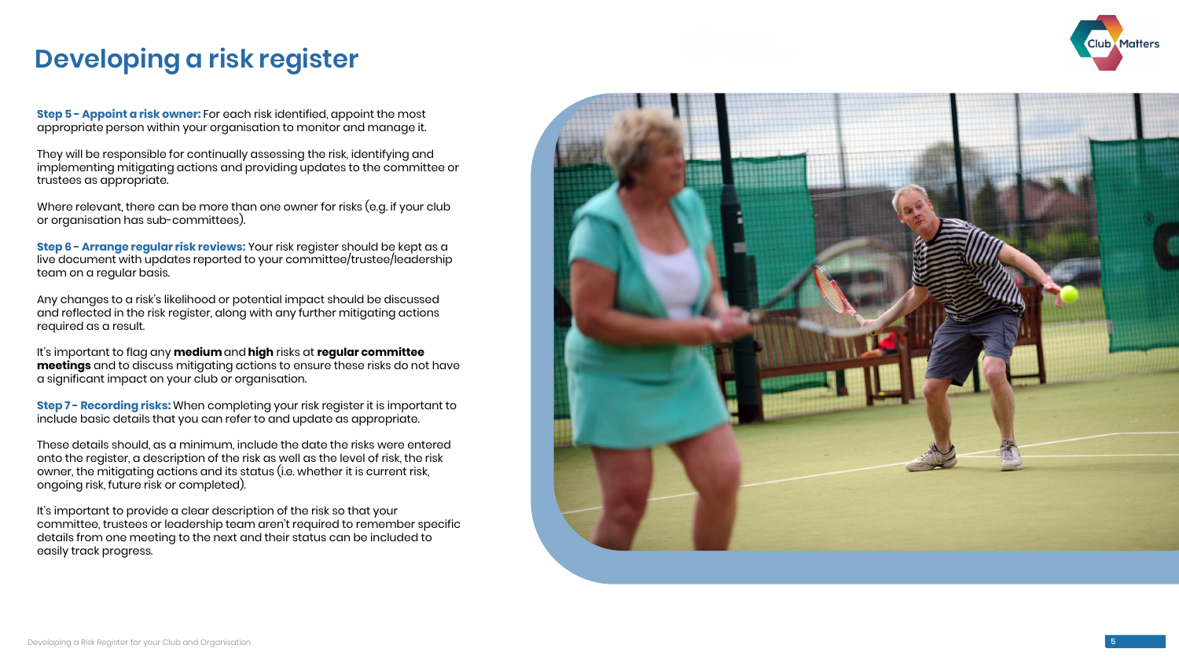# Developing a risk register

**Step 5 - Appoint a risk owner:** For each risk identified, appoint the most appropriate person within your organisation to monitor and manage it.

They will be responsible for continually assessing the risk, identifying and implementing mitigating actions and providing updates to the committee or trustees as appropriate.

Where relevant, there can be more than one owner for risks (e.g. if your club or organisation has sub-committees).

**Step 6 - Arrange regular risk reviews:** Your risk register should be kept as a live document with updates reported to your committee/trustee/leadership team on a regular basis.

Any changes to a risk's likelihood or potential impact should be discussed and reflected in the risk register, along with any further mitigating actions required as a result.

It's important to flag any **medium** and **high** risks at **regular committee meetings** and to discuss mitigating actions to ensure these risks do not have a significant impact on your club or organisation.

**Step 7 - Recording risks:** When completing your risk register it is important to include basic details that you can refer to and update as appropriate.

These details should, as a minimum, include the date the risks were entered onto the register, a description of the risk as well as the level of risk, the risk owner, the mitigating actions and its status (i.e. whether it is current risk, ongoing risk, future risk or completed).

It's important to provide a clear description of the risk so that your committee, trustees or leadership team aren't required to remember specific details from one meeting to the next and their status can be included to easily track progress.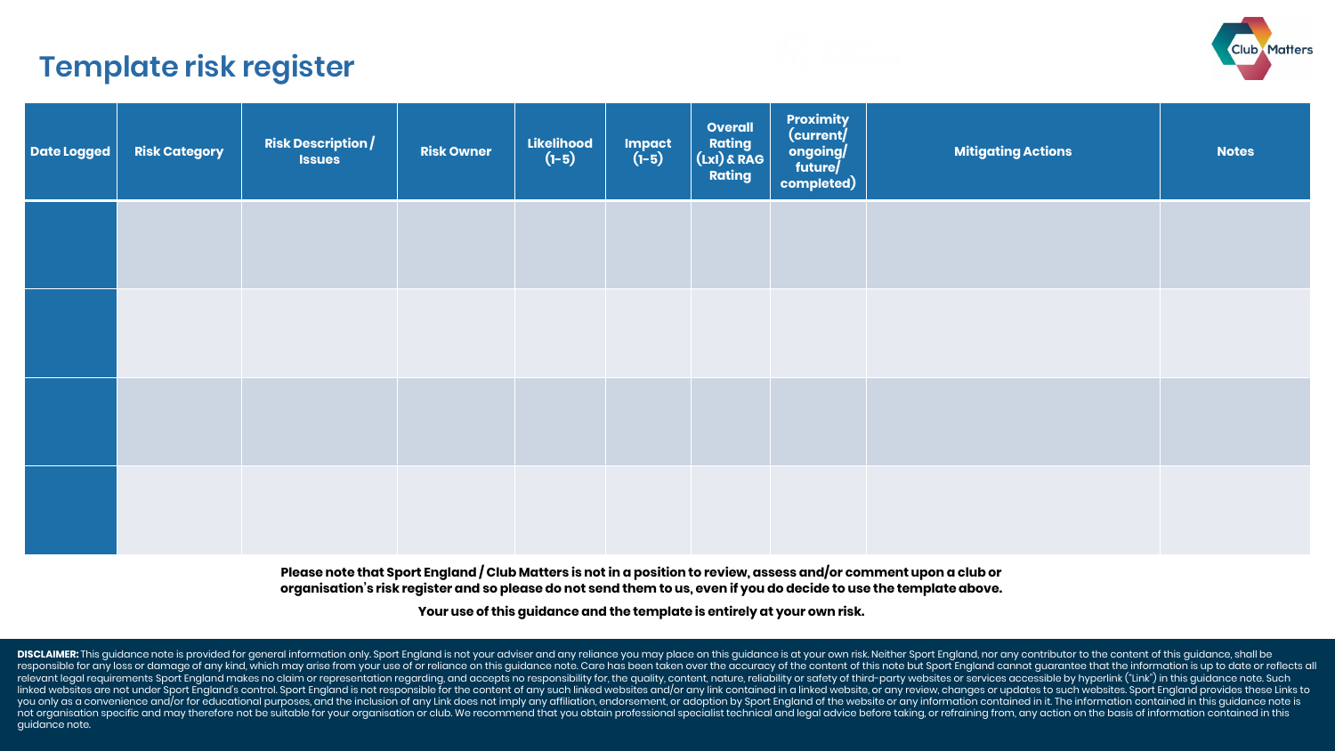# Template risk register

| Date Logged | Risk Category | Risk Description / Issues | Risk Owner | Likelihood (1-5) | Impact (1-5) | Overall Rating (LxI) & RAG Rating | Proximity (current/ ongoing/ future/ completed) | Mitigating Actions | Notes |
|---|---|---|---|---|---|---|---|---|---|
| | | | | | | | | | |
| | | | | | | | | | |
| | | | | | | | | | |
| | | | | | | | | | |

**Please note that Sport England / Club Matters is not in a position to review, assess and/or comment upon a club or organisation's risk register and so please do not send them to us, even if you do decide to use the template above.**

**Your use of this guidance and the template is entirely at your own risk.**

**DISCLAIMER:** This guidance note is provided for general information only. Sport England is not your adviser and any reliance you may place on this guidance is at your own risk. Neither Sport England, nor any contributor to the content of this guidance, shall be responsible for any loss or damage of any kind, which may arise from your use of or reliance on this guidance note. Care has been taken over the accuracy of the content of this note but Sport England cannot guarantee that the information is up to date or reflects all relevant legal requirements Sport England makes no claim or representation regarding, and accepts no responsibility for, the quality, content, nature, reliability or safety of third-party websites or services accessible by hyperlink ("Link") in this guidance note. Such linked websites are not under Sport England's control. Sport England is not responsible for the content of any such linked websites and/or any link contained in a linked website, or any review, changes or updates to such websites. Sport England provides these Links to you only as a convenience and/or for educational purposes, and the inclusion of any Link does not imply any affiliation, endorsement, or adoption by Sport England of the website or any information contained in it. The information contained in this guidance note is not organisation specific and may therefore not be suitable for your organisation or club. We recommend that you obtain professional specialist technical and legal advice before taking, or refraining from, any action on the basis of information contained in this guidance note.